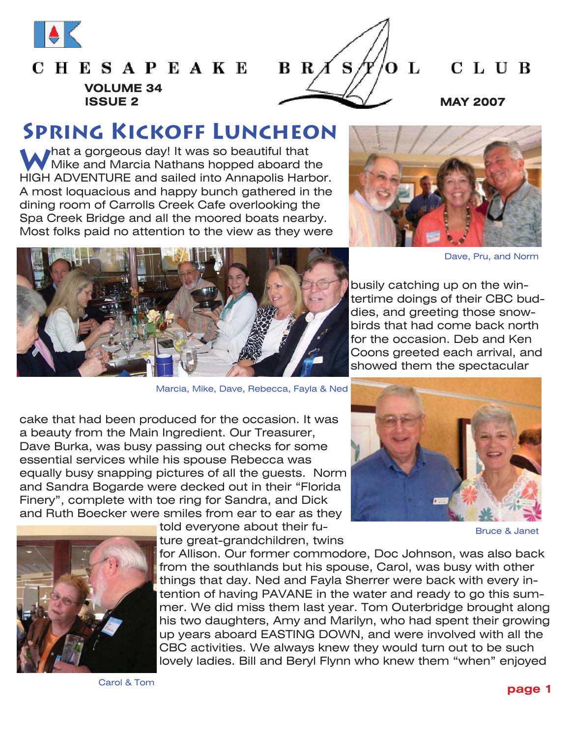# CHESAPEAKE BRISTOL CLUB

VOLUME 34
ISSUE 2

MAY 2007

## Spring Kickoff Luncheon

What a gorgeous day! It was so beautiful that Mike and Marcia Nathans hopped aboard the HIGH ADVENTURE and sailed into Annapolis Harbor. A most loquacious and happy bunch gathered in the dining room of Carrolls Creek Cafe overlooking the Spa Creek Bridge and all the moored boats nearby. Most folks paid no attention to the view as they were busily catching up on the wintertime doings of their CBC buddies, and greeting those snowbirds that had come back north for the occasion. Deb and Ken Coons greeted each arrival, and showed them the spectacular cake that had been produced for the occasion. It was a beauty from the Main Ingredient. Our Treasurer, Dave Burka, was busy passing out checks for some essential services while his spouse Rebecca was equally busy snapping pictures of all the guests. Norm and Sandra Bogarde were decked out in their "Florida Finery", complete with toe ring for Sandra, and Dick and Ruth Boecker were smiles from ear to ear as they told everyone about their future great-grandchildren, twins for Allison. Our former commodore, Doc Johnson, was also back from the southlands but his spouse, Carol, was busy with other things that day. Ned and Fayla Sherrer were back with every intention of having PAVANE in the water and ready to go this summer. We did miss them last year. Tom Outerbridge brought along his two daughters, Amy and Marilyn, who had spent their growing up years aboard EASTING DOWN, and were involved with all the CBC activities. We always knew they would turn out to be such lovely ladies. Bill and Beryl Flynn who knew them "when" enjoyed

Dave, Pru, and Norm

Marcia, Mike, Dave, Rebecca, Fayla & Ned

Bruce & Janet

Carol & Tom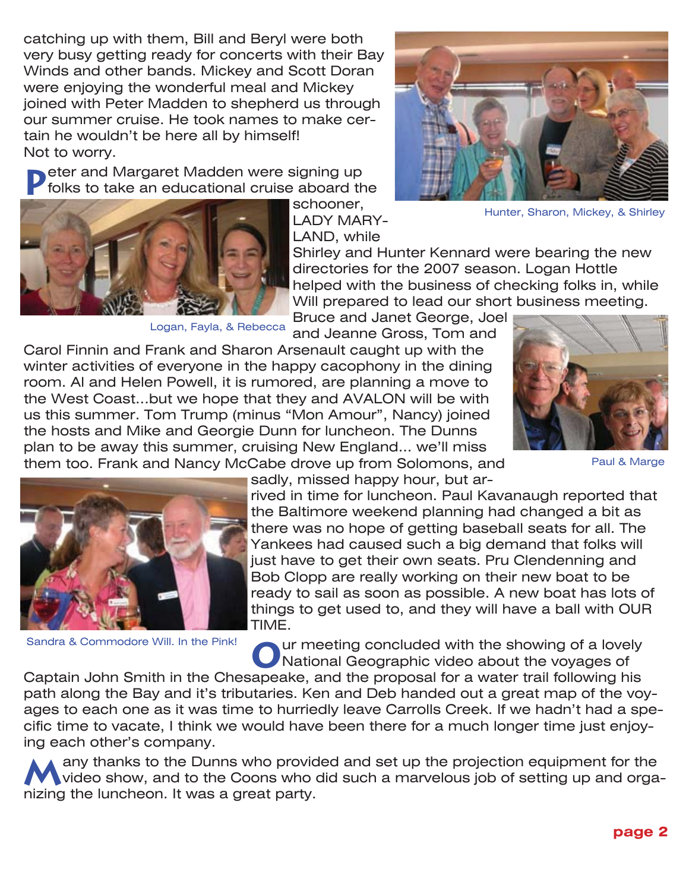catching up with them, Bill and Beryl were both very busy getting ready for concerts with their Bay Winds and other bands. Mickey and Scott Doran were enjoying the wonderful meal and Mickey joined with Peter Madden to shepherd us through our summer cruise. He took names to make certain he wouldn't be here all by himself! Not to worry.

Hunter, Sharon, Mickey, & Shirley

Peter and Margaret Madden were signing up folks to take an educational cruise aboard the schooner, LADY MARYLAND, while Shirley and Hunter Kennard were bearing the new directories for the 2007 season. Logan Hottle helped with the business of checking folks in, while Will prepared to lead our short business meeting. Bruce and Janet George, Joel and Jeanne Gross, Tom and Carol Finnin and Frank and Sharon Arsenault caught up with the winter activities of everyone in the happy cacophony in the dining room. Al and Helen Powell, it is rumored, are planning a move to the West Coast...but we hope that they and AVALON will be with us this summer. Tom Trump (minus "Mon Amour", Nancy) joined the hosts and Mike and Georgie Dunn for luncheon. The Dunns plan to be away this summer, cruising New England... we'll miss them too. Frank and Nancy McCabe drove up from Solomons, and sadly, missed happy hour, but arrived in time for luncheon. Paul Kavanaugh reported that the Baltimore weekend planning had changed a bit as there was no hope of getting baseball seats for all. The Yankees had caused such a big demand that folks will just have to get their own seats. Pru Clendenning and Bob Clopp are really working on their new boat to be ready to sail as soon as possible. A new boat has lots of things to get used to, and they will have a ball with OUR TIME.

Logan, Fayla, & Rebecca

Paul & Marge

Sandra & Commodore Will. In the Pink!

Our meeting concluded with the showing of a lovely National Geographic video about the voyages of Captain John Smith in the Chesapeake, and the proposal for a water trail following his path along the Bay and it's tributaries. Ken and Deb handed out a great map of the voyages to each one as it was time to hurriedly leave Carrolls Creek. If we hadn't had a specific time to vacate, I think we would have been there for a much longer time just enjoying each other's company.

Many thanks to the Dunns who provided and set up the projection equipment for the video show, and to the Coons who did such a marvelous job of setting up and organizing the luncheon. It was a great party.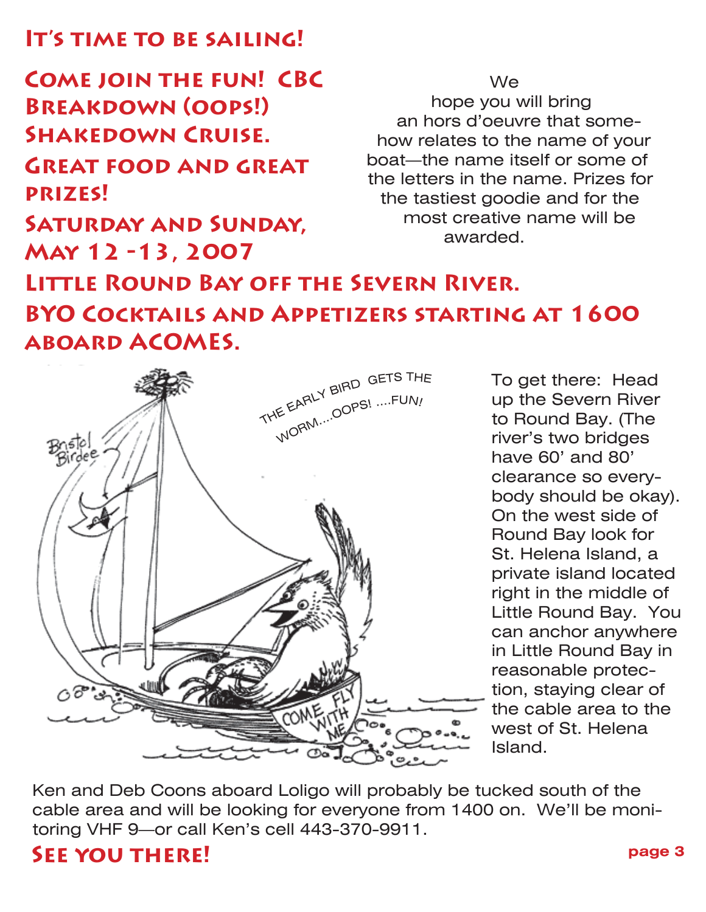## It's time to be sailing!

## Come join the fun! CBC Breakdown (oops!) Shakedown Cruise.

## Great food and great prizes!

## Saturday and Sunday, May 12 -13, 2007

## Little Round Bay off the Severn River.

## BYO Cocktails and Appetizers starting at 1600 aboard ACOMES.

We hope you will bring an hors d'oeuvre that somehow relates to the name of your boat—the name itself or some of the letters in the name. Prizes for the tastiest goodie and for the most creative name will be awarded.

To get there: Head up the Severn River to Round Bay. (The river's two bridges have 60' and 80' clearance so everybody should be okay). On the west side of Round Bay look for St. Helena Island, a private island located right in the middle of Little Round Bay. You can anchor anywhere in Little Round Bay in reasonable protection, staying clear of the cable area to the west of St. Helena Island.

Ken and Deb Coons aboard Loligo will probably be tucked south of the cable area and will be looking for everyone from 1400 on. We'll be monitoring VHF 9—or call Ken's cell 443-370-9911.

## See you there!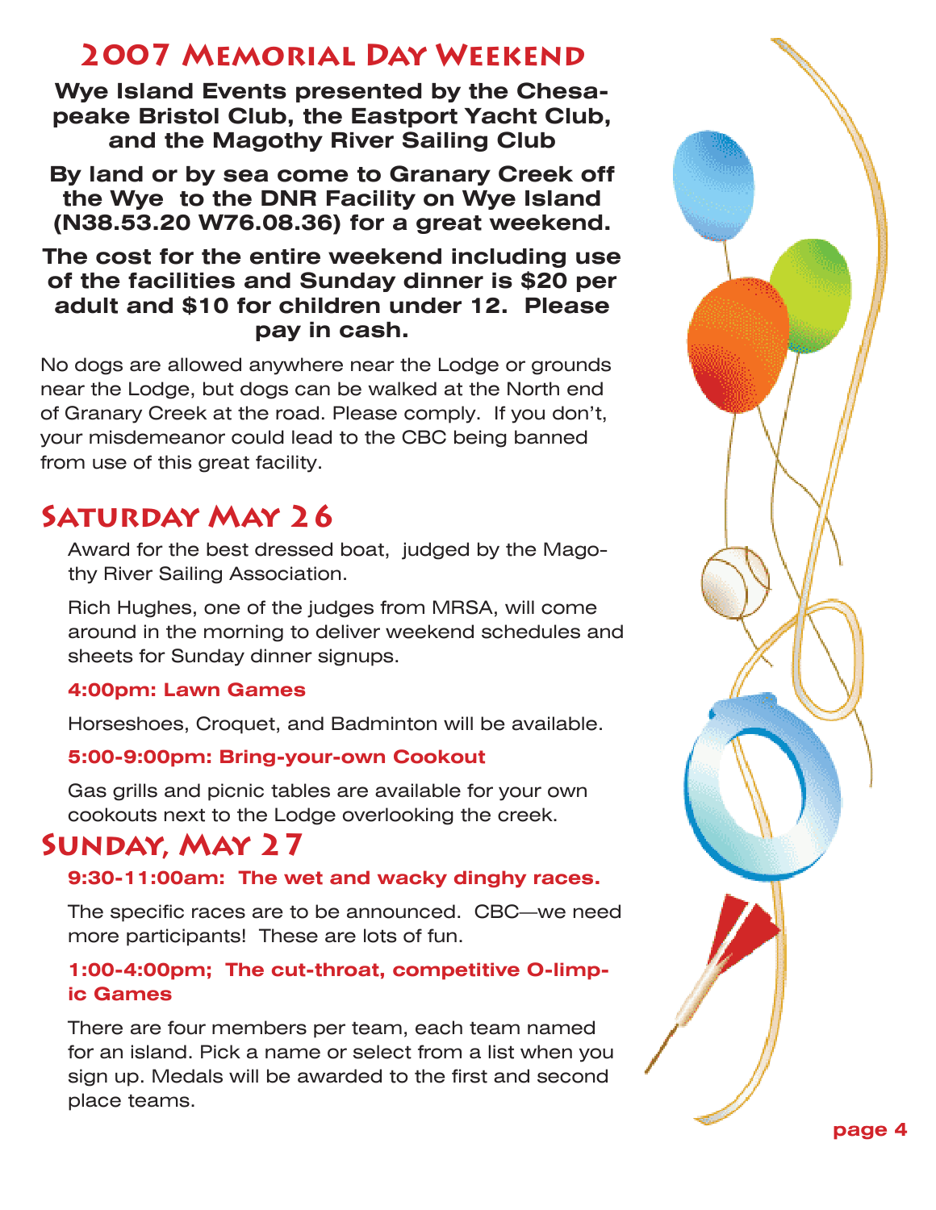# 2007 Memorial Day Weekend

**Wye Island Events presented by the Chesapeake Bristol Club, the Eastport Yacht Club, and the Magothy River Sailing Club**

**By land or by sea come to Granary Creek off the Wye to the DNR Facility on Wye Island (N38.53.20 W76.08.36) for a great weekend.**

**The cost for the entire weekend including use of the facilities and Sunday dinner is $20 per adult and $10 for children under 12. Please pay in cash.**

No dogs are allowed anywhere near the Lodge or grounds near the Lodge, but dogs can be walked at the North end of Granary Creek at the road. Please comply. If you don't, your misdemeanor could lead to the CBC being banned from use of this great facility.

## Saturday May 26

Award for the best dressed boat, judged by the Magothy River Sailing Association.

Rich Hughes, one of the judges from MRSA, will come around in the morning to deliver weekend schedules and sheets for Sunday dinner signups.

**4:00pm: Lawn Games**

Horseshoes, Croquet, and Badminton will be available.

**5:00-9:00pm: Bring-your-own Cookout**

Gas grills and picnic tables are available for your own cookouts next to the Lodge overlooking the creek.

## Sunday, May 27

**9:30-11:00am: The wet and wacky dinghy races.**

The specific races are to be announced. CBC—we need more participants! These are lots of fun.

**1:00-4:00pm; The cut-throat, competitive O-limpic Games**

There are four members per team, each team named for an island. Pick a name or select from a list when you sign up. Medals will be awarded to the first and second place teams.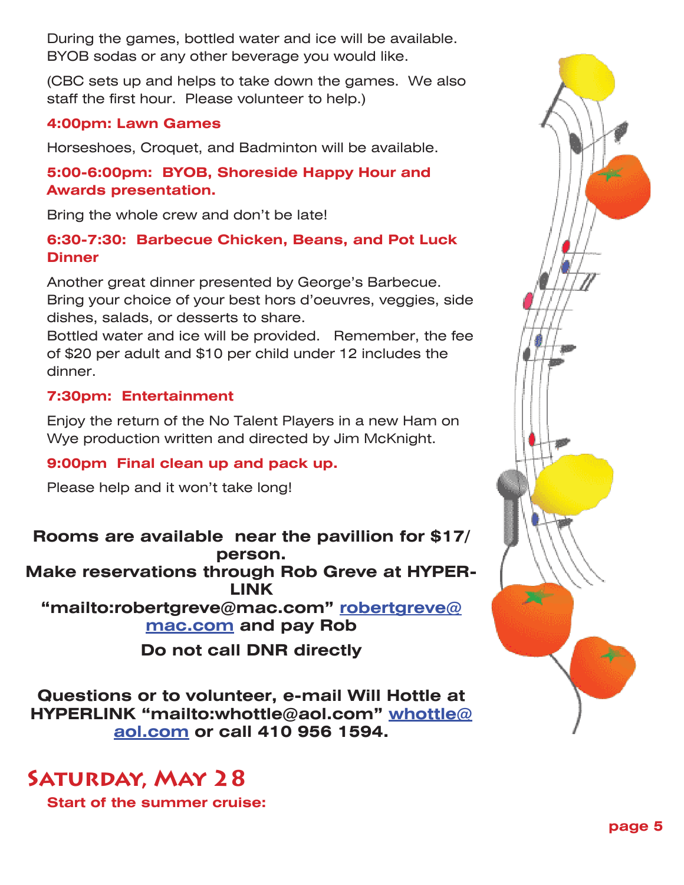During the games, bottled water and ice will be available. BYOB sodas or any other beverage you would like.

(CBC sets up and helps to take down the games. We also staff the first hour. Please volunteer to help.)

**4:00pm: Lawn Games**

Horseshoes, Croquet, and Badminton will be available.

**5:00-6:00pm: BYOB, Shoreside Happy Hour and Awards presentation.**

Bring the whole crew and don't be late!

**6:30-7:30: Barbecue Chicken, Beans, and Pot Luck Dinner**

Another great dinner presented by George's Barbecue. Bring your choice of your best hors d'oeuvres, veggies, side dishes, salads, or desserts to share.
Bottled water and ice will be provided. Remember, the fee of $20 per adult and $10 per child under 12 includes the dinner.

**7:30pm: Entertainment**

Enjoy the return of the No Talent Players in a new Ham on Wye production written and directed by Jim McKnight.

**9:00pm Final clean up and pack up.**

Please help and it won't take long!

**Rooms are available near the pavillion for $17/ person.**
**Make reservations through Rob Greve at HYPERLINK "mailto:robertgreve@mac.com" robertgreve@mac.com and pay Rob**

**Do not call DNR directly**

**Questions or to volunteer, e-mail Will Hottle at HYPERLINK "mailto:whottle@aol.com" whottle@aol.com or call 410 956 1594.**

## Saturday, May 28

**Start of the summer cruise:**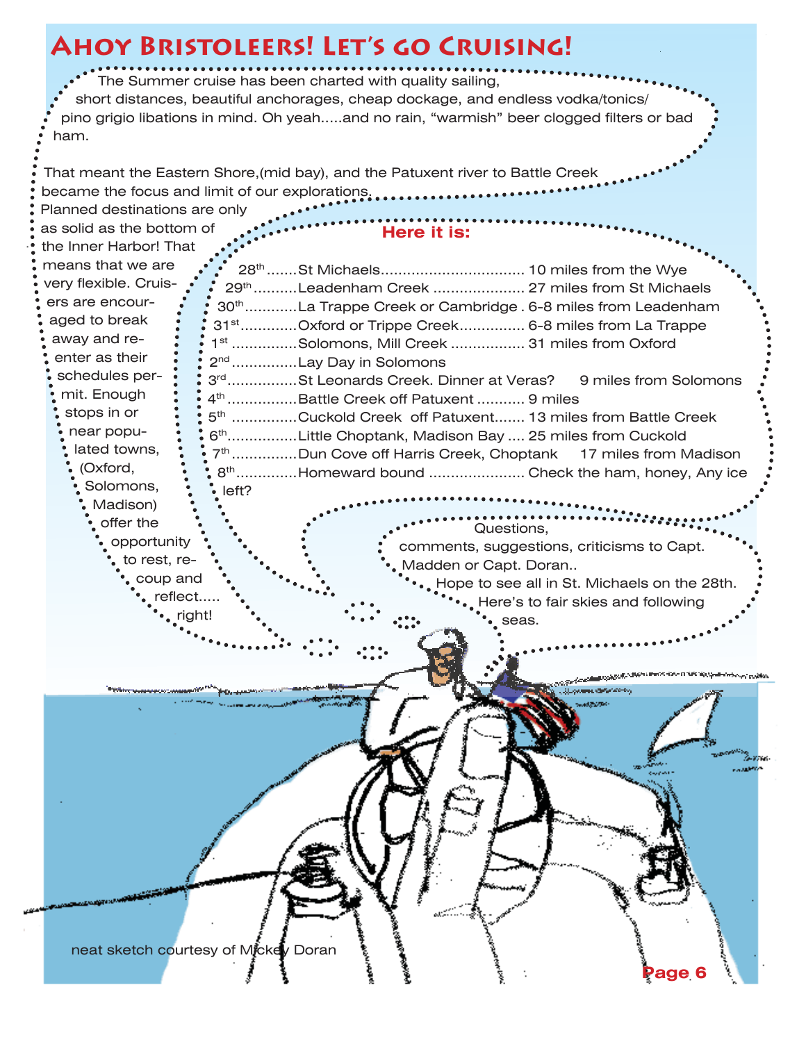# Ahoy Bristoleers! Let's go Cruising!

The Summer cruise has been charted with quality sailing, short distances, beautiful anchorages, cheap dockage, and endless vodka/tonics/ pino grigio libations in mind. Oh yeah.....and no rain, "warmish" beer clogged filters or bad ham.

That meant the Eastern Shore,(mid bay), and the Patuxent river to Battle Creek became the focus and limit of our explorations.

Planned destinations are only as solid as the bottom of the Inner Harbor! That means that we are very flexible. Cruisers are encouraged to break away and re-enter as their schedules permit. Enough stops in or near populated towns, (Oxford, Solomons, Madison) offer the opportunity to rest, recoup and reflect..... right!

**Here it is:**

28th.......St Michaels................................ 10 miles from the Wye
29th.........Leadenham Creek .................... 27 miles from St Michaels
30th...........La Trappe Creek or Cambridge . 6-8 miles from Leadenham
31st............Oxford or Trippe Creek.............. 6-8 miles from La Trappe
1st ...............Solomons, Mill Creek ................ 31 miles from Oxford
2nd...............Lay Day in Solomons
3rd................St Leonards Creek. Dinner at Veras? 9 miles from Solomons
4th................Battle Creek off Patuxent ........... 9 miles
5th ...............Cuckold Creek off Patuxent....... 13 miles from Battle Creek
6th................Little Choptank, Madison Bay .... 25 miles from Cuckold
7th...............Dun Cove off Harris Creek, Choptank 17 miles from Madison
8th..............Homeward bound ..................... Check the ham, honey, Any ice left?

Questions, comments, suggestions, criticisms to Capt. Madden or Capt. Doran.. Hope to see all in St. Michaels on the 28th. Here's to fair skies and following seas.

neat sketch courtesy of Mickey Doran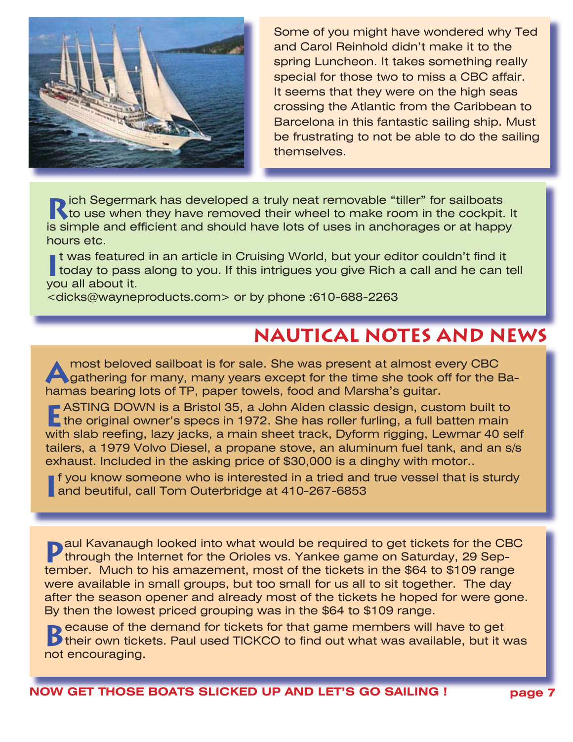Some of you might have wondered why Ted and Carol Reinhold didn't make it to the spring Luncheon. It takes something really special for those two to miss a CBC affair. It seems that they were on the high seas crossing the Atlantic from the Caribbean to Barcelona in this fantastic sailing ship. Must be frustrating to not be able to do the sailing themselves.

Rich Segermark has developed a truly neat removable "tiller" for sailboats to use when they have removed their wheel to make room in the cockpit. It is simple and efficient and should have lots of uses in anchorages or at happy hours etc.

It was featured in an article in Cruising World, but your editor couldn't find it today to pass along to you. If this intrigues you give Rich a call and he can tell you all about it.

<dicks@wayneproducts.com> or by phone :610-688-2263

## NAUTICAL NOTES AND NEWS

A most beloved sailboat is for sale. She was present at almost every CBC gathering for many, many years except for the time she took off for the Bahamas bearing lots of TP, paper towels, food and Marsha's guitar.

EASTING DOWN is a Bristol 35, a John Alden classic design, custom built to the original owner's specs in 1972. She has roller furling, a full batten main with slab reefing, lazy jacks, a main sheet track, Dyform rigging, Lewmar 40 self tailers, a 1979 Volvo Diesel, a propane stove, an aluminum fuel tank, and an s/s exhaust. Included in the asking price of $30,000 is a dinghy with motor..

If you know someone who is interested in a tried and true vessel that is sturdy and beutiful, call Tom Outerbridge at 410-267-6853

Paul Kavanaugh looked into what would be required to get tickets for the CBC through the Internet for the Orioles vs. Yankee game on Saturday, 29 September. Much to his amazement, most of the tickets in the $64 to $109 range were available in small groups, but too small for us all to sit together. The day after the season opener and already most of the tickets he hoped for were gone. By then the lowest priced grouping was in the $64 to $109 range.

Because of the demand for tickets for that game members will have to get their own tickets. Paul used TICKCO to find out what was available, but it was not encouraging.

**NOW GET THOSE BOATS SLICKED UP AND LET'S GO SAILING !**